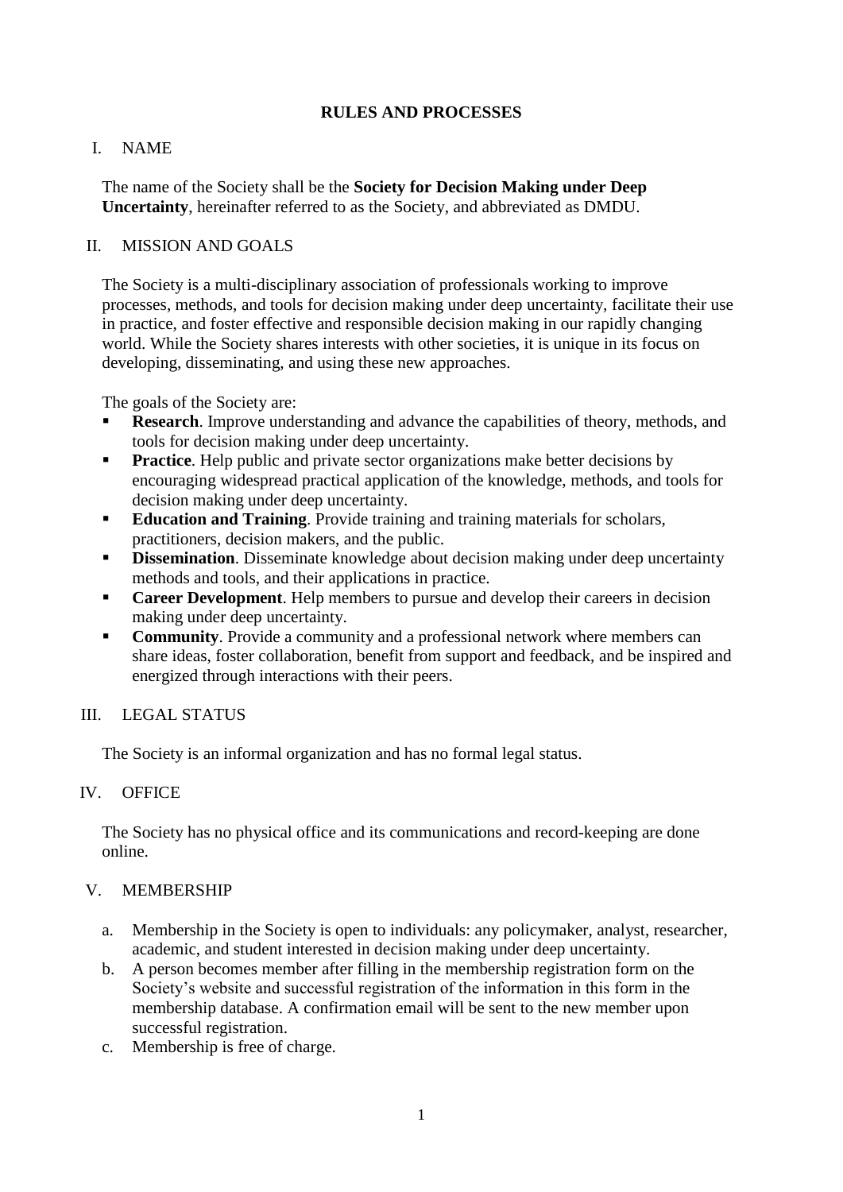# RULES AND PROCESSES

## I. NAME

The name of the Society shall be the **Society for Decision Making under Deep Uncertainty**, hereinafter referred to as the Society, and abbreviated as DMDU.

## II. MISSION AND GOALS

The Society is a multi-disciplinary association of professionals working to improve processes, methods, and tools for decision making under deep uncertainty, facilitate their use in practice, and foster effective and responsible decision making in our rapidly changing world. While the Society shares interests with other societies, it is unique in its focus on developing, disseminating, and using these new approaches.

The goals of the Society are:

- **Research**. Improve understanding and advance the capabilities of theory, methods, and tools for decision making under deep uncertainty.
- **Practice**. Help public and private sector organizations make better decisions by encouraging widespread practical application of the knowledge, methods, and tools for decision making under deep uncertainty.
- **Education and Training**. Provide training and training materials for scholars, practitioners, decision makers, and the public.
- **Dissemination**. Disseminate knowledge about decision making under deep uncertainty methods and tools, and their applications in practice.
- **Career Development**. Help members to pursue and develop their careers in decision making under deep uncertainty.
- **Community**. Provide a community and a professional network where members can share ideas, foster collaboration, benefit from support and feedback, and be inspired and energized through interactions with their peers.

## III. LEGAL STATUS

The Society is an informal organization and has no formal legal status.

## IV. OFFICE

The Society has no physical office and its communications and record-keeping are done online.

## V. MEMBERSHIP

a. Membership in the Society is open to individuals: any policymaker, analyst, researcher, academic, and student interested in decision making under deep uncertainty.
b. A person becomes member after filling in the membership registration form on the Society's website and successful registration of the information in this form in the membership database. A confirmation email will be sent to the new member upon successful registration.
c. Membership is free of charge.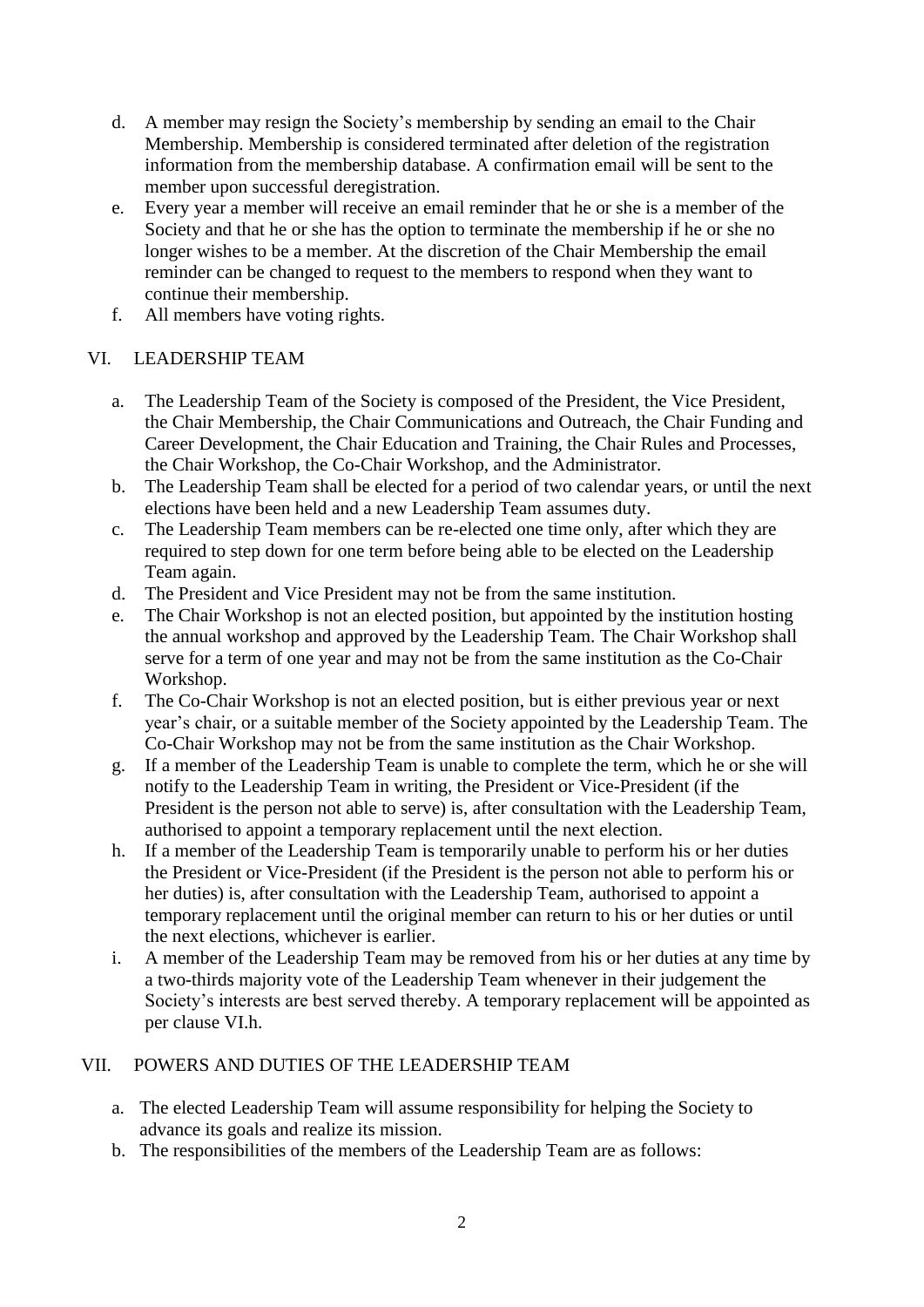d. A member may resign the Society's membership by sending an email to the Chair Membership. Membership is considered terminated after deletion of the registration information from the membership database. A confirmation email will be sent to the member upon successful deregistration.
e. Every year a member will receive an email reminder that he or she is a member of the Society and that he or she has the option to terminate the membership if he or she no longer wishes to be a member. At the discretion of the Chair Membership the email reminder can be changed to request to the members to respond when they want to continue their membership.
f. All members have voting rights.

## VI. LEADERSHIP TEAM

a. The Leadership Team of the Society is composed of the President, the Vice President, the Chair Membership, the Chair Communications and Outreach, the Chair Funding and Career Development, the Chair Education and Training, the Chair Rules and Processes, the Chair Workshop, the Co-Chair Workshop, and the Administrator.
b. The Leadership Team shall be elected for a period of two calendar years, or until the next elections have been held and a new Leadership Team assumes duty.
c. The Leadership Team members can be re-elected one time only, after which they are required to step down for one term before being able to be elected on the Leadership Team again.
d. The President and Vice President may not be from the same institution.
e. The Chair Workshop is not an elected position, but appointed by the institution hosting the annual workshop and approved by the Leadership Team. The Chair Workshop shall serve for a term of one year and may not be from the same institution as the Co-Chair Workshop.
f. The Co-Chair Workshop is not an elected position, but is either previous year or next year's chair, or a suitable member of the Society appointed by the Leadership Team. The Co-Chair Workshop may not be from the same institution as the Chair Workshop.
g. If a member of the Leadership Team is unable to complete the term, which he or she will notify to the Leadership Team in writing, the President or Vice-President (if the President is the person not able to serve) is, after consultation with the Leadership Team, authorised to appoint a temporary replacement until the next election.
h. If a member of the Leadership Team is temporarily unable to perform his or her duties the President or Vice-President (if the President is the person not able to perform his or her duties) is, after consultation with the Leadership Team, authorised to appoint a temporary replacement until the original member can return to his or her duties or until the next elections, whichever is earlier.
i. A member of the Leadership Team may be removed from his or her duties at any time by a two-thirds majority vote of the Leadership Team whenever in their judgement the Society's interests are best served thereby. A temporary replacement will be appointed as per clause VI.h.

## VII. POWERS AND DUTIES OF THE LEADERSHIP TEAM

a. The elected Leadership Team will assume responsibility for helping the Society to advance its goals and realize its mission.
b. The responsibilities of the members of the Leadership Team are as follows: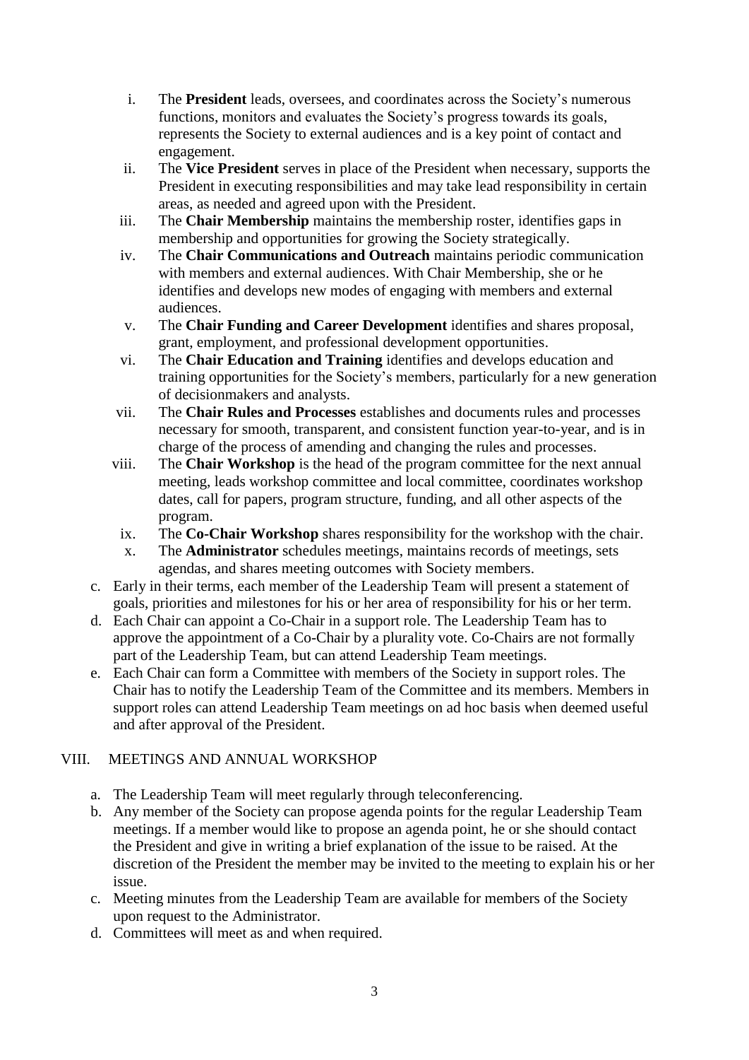i. The **President** leads, oversees, and coordinates across the Society's numerous functions, monitors and evaluates the Society's progress towards its goals, represents the Society to external audiences and is a key point of contact and engagement.
ii. The **Vice President** serves in place of the President when necessary, supports the President in executing responsibilities and may take lead responsibility in certain areas, as needed and agreed upon with the President.
iii. The **Chair Membership** maintains the membership roster, identifies gaps in membership and opportunities for growing the Society strategically.
iv. The **Chair Communications and Outreach** maintains periodic communication with members and external audiences. With Chair Membership, she or he identifies and develops new modes of engaging with members and external audiences.
v. The **Chair Funding and Career Development** identifies and shares proposal, grant, employment, and professional development opportunities.
vi. The **Chair Education and Training** identifies and develops education and training opportunities for the Society's members, particularly for a new generation of decisionmakers and analysts.
vii. The **Chair Rules and Processes** establishes and documents rules and processes necessary for smooth, transparent, and consistent function year-to-year, and is in charge of the process of amending and changing the rules and processes.
viii. The **Chair Workshop** is the head of the program committee for the next annual meeting, leads workshop committee and local committee, coordinates workshop dates, call for papers, program structure, funding, and all other aspects of the program.
ix. The **Co-Chair Workshop** shares responsibility for the workshop with the chair.
x. The **Administrator** schedules meetings, maintains records of meetings, sets agendas, and shares meeting outcomes with Society members.

c. Early in their terms, each member of the Leadership Team will present a statement of goals, priorities and milestones for his or her area of responsibility for his or her term.
d. Each Chair can appoint a Co-Chair in a support role. The Leadership Team has to approve the appointment of a Co-Chair by a plurality vote. Co-Chairs are not formally part of the Leadership Team, but can attend Leadership Team meetings.
e. Each Chair can form a Committee with members of the Society in support roles. The Chair has to notify the Leadership Team of the Committee and its members. Members in support roles can attend Leadership Team meetings on ad hoc basis when deemed useful and after approval of the President.

## VIII. MEETINGS AND ANNUAL WORKSHOP

a. The Leadership Team will meet regularly through teleconferencing.
b. Any member of the Society can propose agenda points for the regular Leadership Team meetings. If a member would like to propose an agenda point, he or she should contact the President and give in writing a brief explanation of the issue to be raised. At the discretion of the President the member may be invited to the meeting to explain his or her issue.
c. Meeting minutes from the Leadership Team are available for members of the Society upon request to the Administrator.
d. Committees will meet as and when required.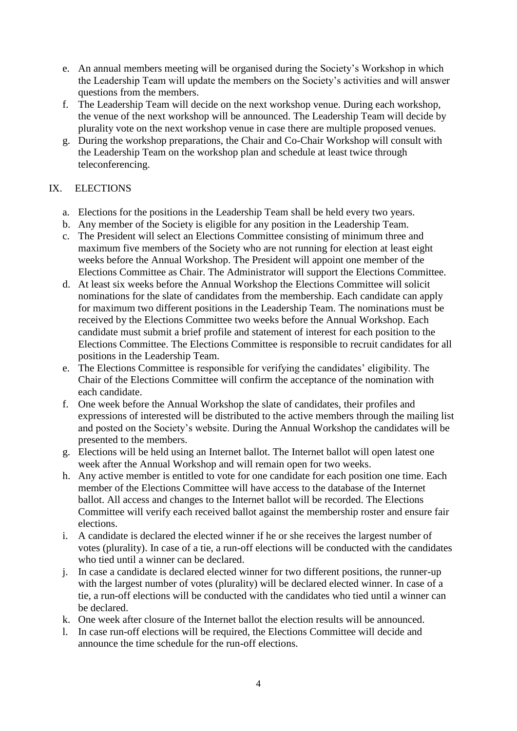e. An annual members meeting will be organised during the Society's Workshop in which the Leadership Team will update the members on the Society's activities and will answer questions from the members.
f. The Leadership Team will decide on the next workshop venue. During each workshop, the venue of the next workshop will be announced. The Leadership Team will decide by plurality vote on the next workshop venue in case there are multiple proposed venues.
g. During the workshop preparations, the Chair and Co-Chair Workshop will consult with the Leadership Team on the workshop plan and schedule at least twice through teleconferencing.

## IX. ELECTIONS

a. Elections for the positions in the Leadership Team shall be held every two years.
b. Any member of the Society is eligible for any position in the Leadership Team.
c. The President will select an Elections Committee consisting of minimum three and maximum five members of the Society who are not running for election at least eight weeks before the Annual Workshop. The President will appoint one member of the Elections Committee as Chair. The Administrator will support the Elections Committee.
d. At least six weeks before the Annual Workshop the Elections Committee will solicit nominations for the slate of candidates from the membership. Each candidate can apply for maximum two different positions in the Leadership Team. The nominations must be received by the Elections Committee two weeks before the Annual Workshop. Each candidate must submit a brief profile and statement of interest for each position to the Elections Committee. The Elections Committee is responsible to recruit candidates for all positions in the Leadership Team.
e. The Elections Committee is responsible for verifying the candidates' eligibility. The Chair of the Elections Committee will confirm the acceptance of the nomination with each candidate.
f. One week before the Annual Workshop the slate of candidates, their profiles and expressions of interested will be distributed to the active members through the mailing list and posted on the Society's website. During the Annual Workshop the candidates will be presented to the members.
g. Elections will be held using an Internet ballot. The Internet ballot will open latest one week after the Annual Workshop and will remain open for two weeks.
h. Any active member is entitled to vote for one candidate for each position one time. Each member of the Elections Committee will have access to the database of the Internet ballot. All access and changes to the Internet ballot will be recorded. The Elections Committee will verify each received ballot against the membership roster and ensure fair elections.
i. A candidate is declared the elected winner if he or she receives the largest number of votes (plurality). In case of a tie, a run-off elections will be conducted with the candidates who tied until a winner can be declared.
j. In case a candidate is declared elected winner for two different positions, the runner-up with the largest number of votes (plurality) will be declared elected winner. In case of a tie, a run-off elections will be conducted with the candidates who tied until a winner can be declared.
k. One week after closure of the Internet ballot the election results will be announced.
l. In case run-off elections will be required, the Elections Committee will decide and announce the time schedule for the run-off elections.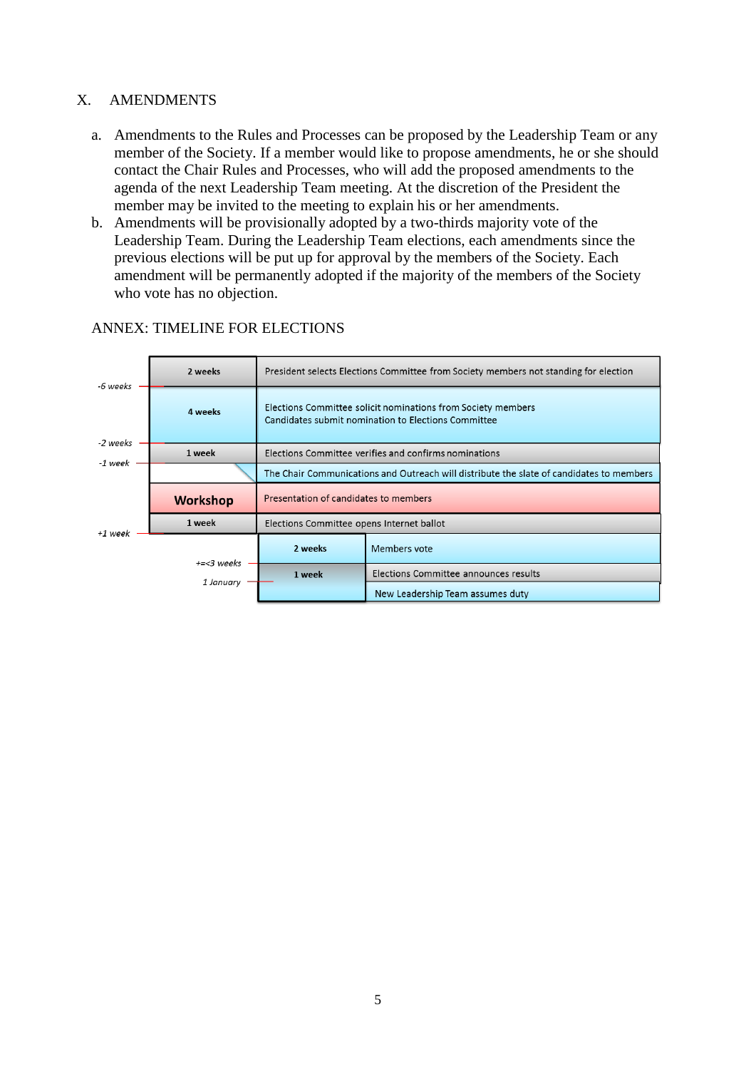## X. AMENDMENTS

a. Amendments to the Rules and Processes can be proposed by the Leadership Team or any member of the Society. If a member would like to propose amendments, he or she should contact the Chair Rules and Processes, who will add the proposed amendments to the agenda of the next Leadership Team meeting. At the discretion of the President the member may be invited to the meeting to explain his or her amendments.

b. Amendments will be provisionally adopted by a two-thirds majority vote of the Leadership Team. During the Leadership Team elections, each amendments since the previous elections will be put up for approval by the members of the Society. Each amendment will be permanently adopted if the majority of the members of the Society who vote has no objection.

## ANNEX: TIMELINE FOR ELECTIONS

-6 weeks
-2 weeks
-1 week
+1 week
+=<3 weeks
1 January

2 weeks — President selects Elections Committee from Society members not standing for election

4 weeks — Elections Committee solicit nominations from Society members
Candidates submit nomination to Elections Committee

1 week — Elections Committee verifies and confirms nominations

The Chair Communications and Outreach will distribute the slate of candidates to members

Workshop — Presentation of candidates to members

1 week — Elections Committee opens Internet ballot

2 weeks — Members vote

1 week — Elections Committee announces results

New Leadership Team assumes duty